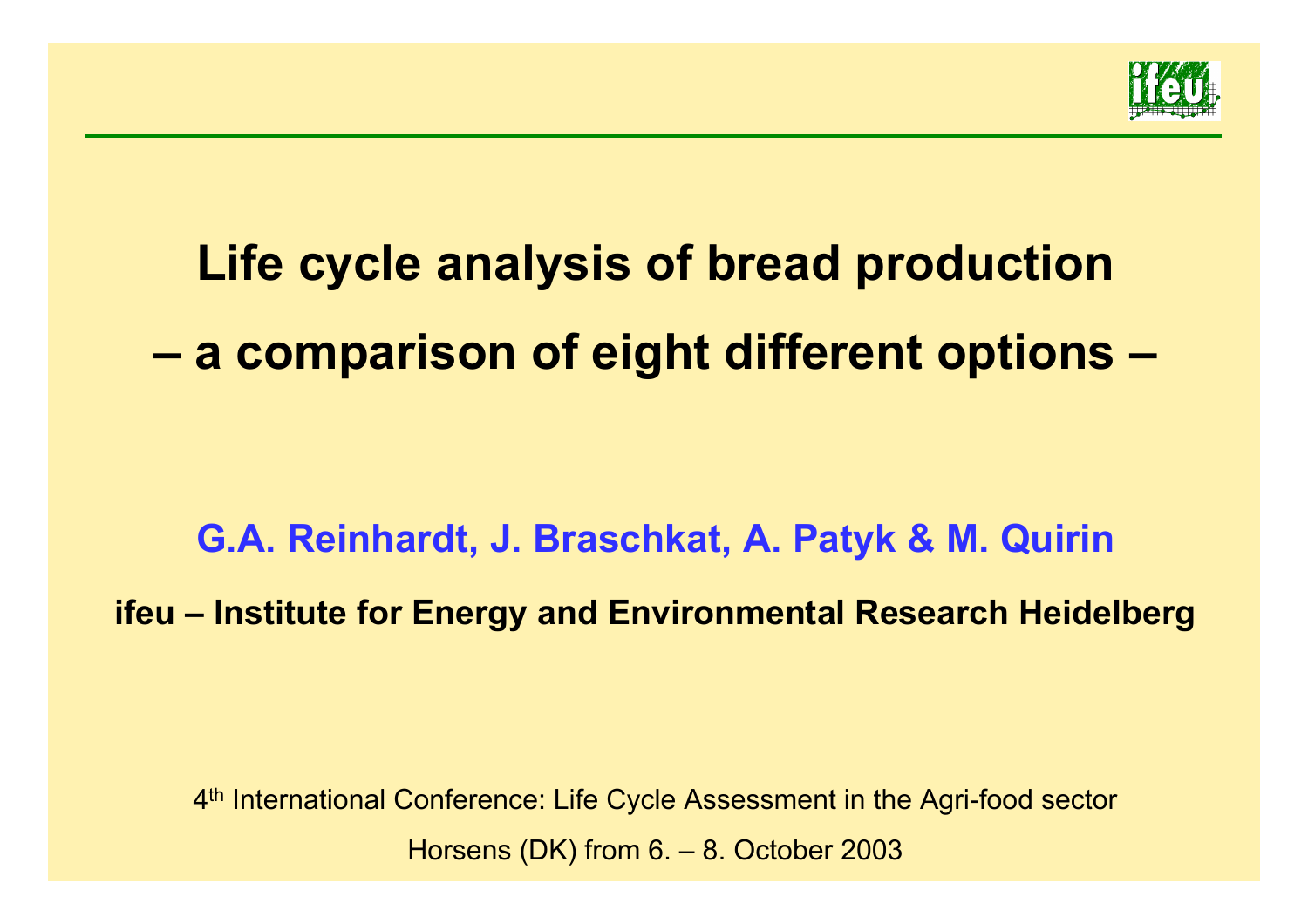# Life cycle analysis of bread production

# – a comparison of eight different options –

**G.A. Reinhardt, J. Braschkat, A. Patyk & M. Quirin**

**ifeu – Institute for Energy and Environmental Research Heidelberg**

4th International Conference: Life Cycle Assessment in the Agri-food sector

Horsens (DK) from 6. – 8. October 2003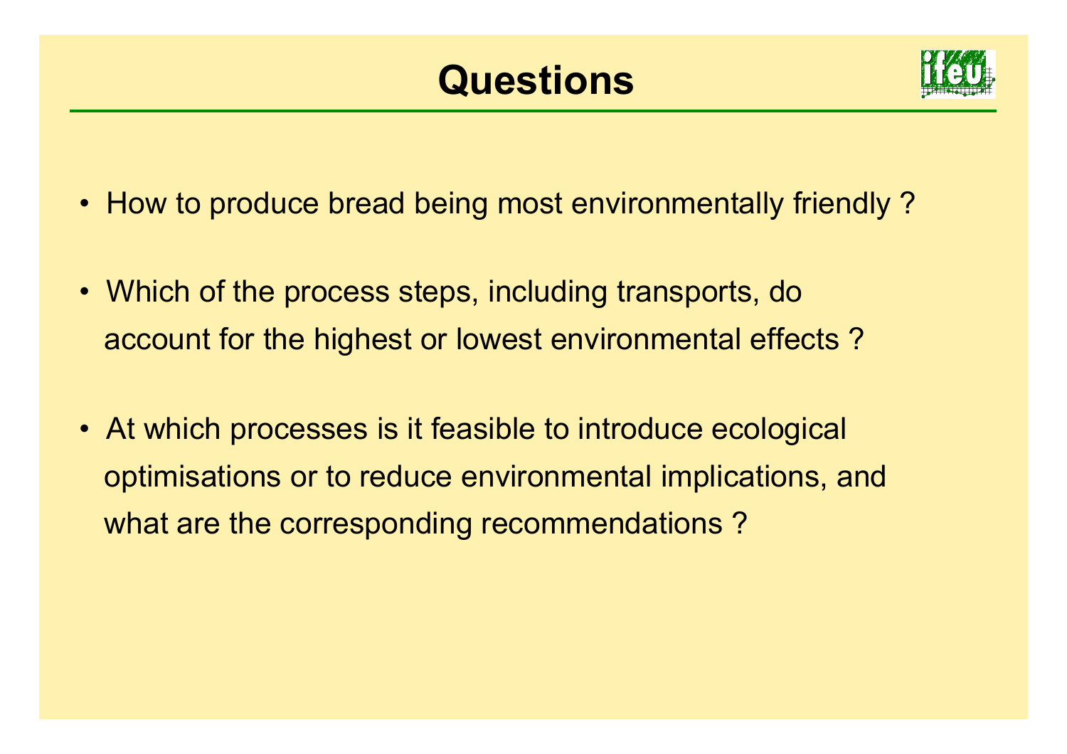# Questions

- How to produce bread being most environmentally friendly ?
- Which of the process steps, including transports, do account for the highest or lowest environmental effects ?
- At which processes is it feasible to introduce ecological optimisations or to reduce environmental implications, and what are the corresponding recommendations ?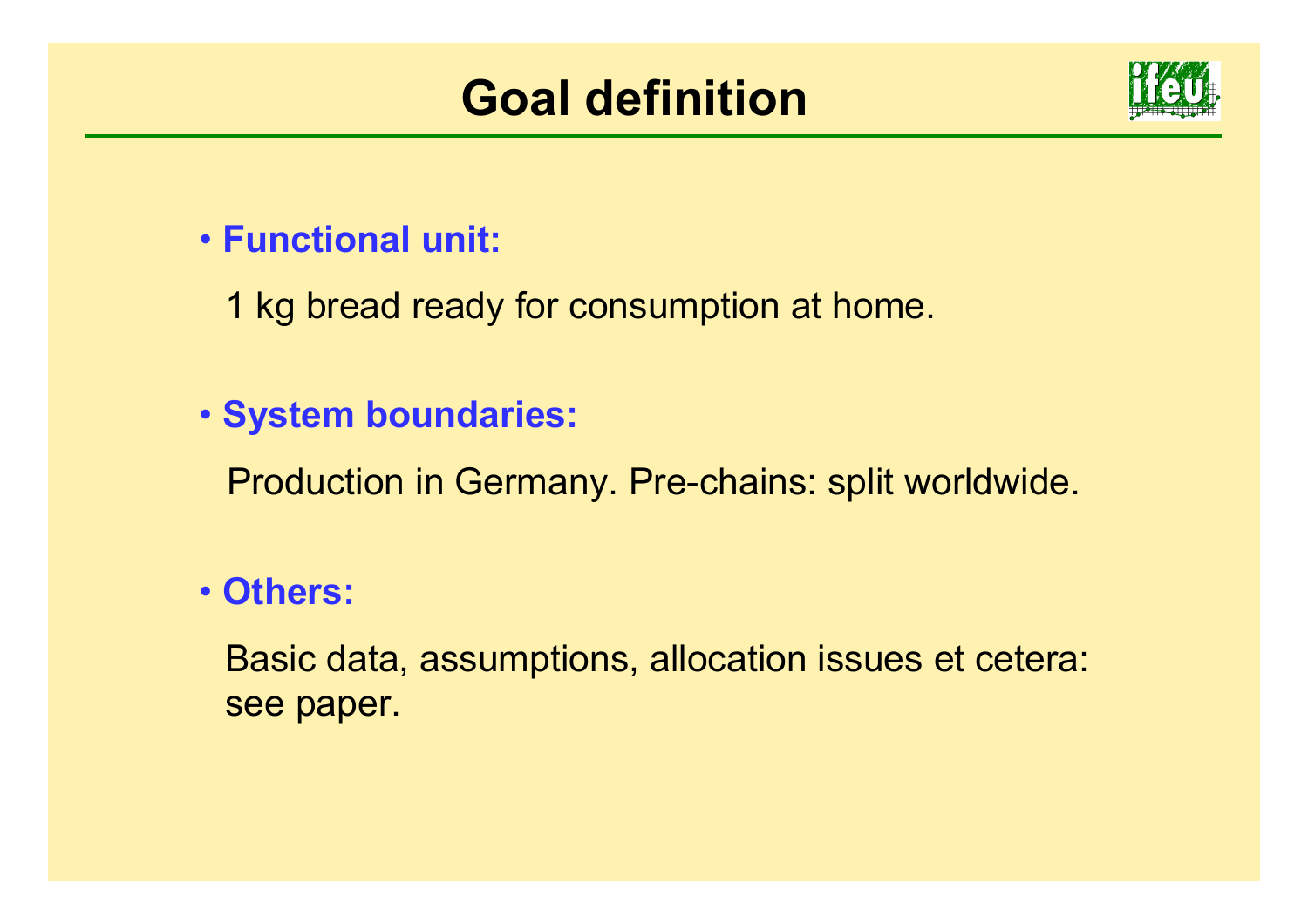# Goal definition

- **Functional unit:**

  1 kg bread ready for consumption at home.

- **System boundaries:**

  Production in Germany. Pre-chains: split worldwide.

- **Others:**

  Basic data, assumptions, allocation issues et cetera: see paper.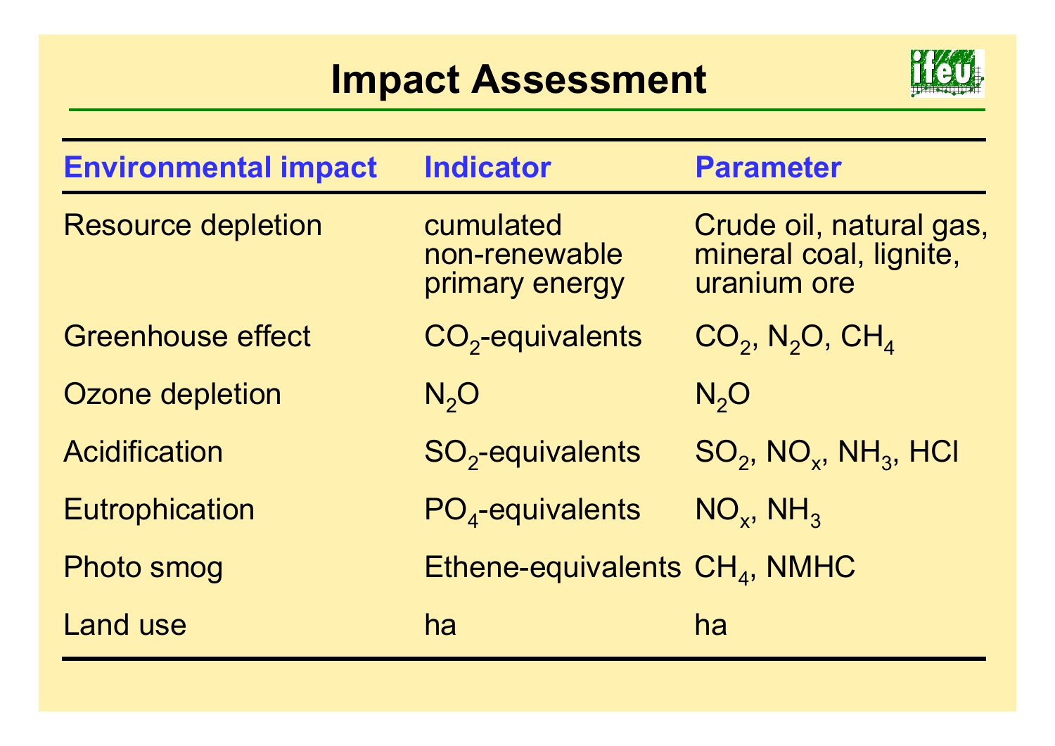# Impact Assessment

| Environmental impact | Indicator | Parameter |
|---|---|---|
| Resource depletion | cumulated non-renewable primary energy | Crude oil, natural gas, mineral coal, lignite, uranium ore |
| Greenhouse effect | $CO_2$-equivalents | $CO_2$, $N_2O$, $CH_4$ |
| Ozone depletion | $N_2O$ | $N_2O$ |
| Acidification | $SO_2$-equivalents | $SO_2$, $NO_x$, $NH_3$, HCl |
| Eutrophication | $PO_4$-equivalents | $NO_x$, $NH_3$ |
| Photo smog | Ethene-equivalents | $CH_4$, NMHC |
| Land use | ha | ha |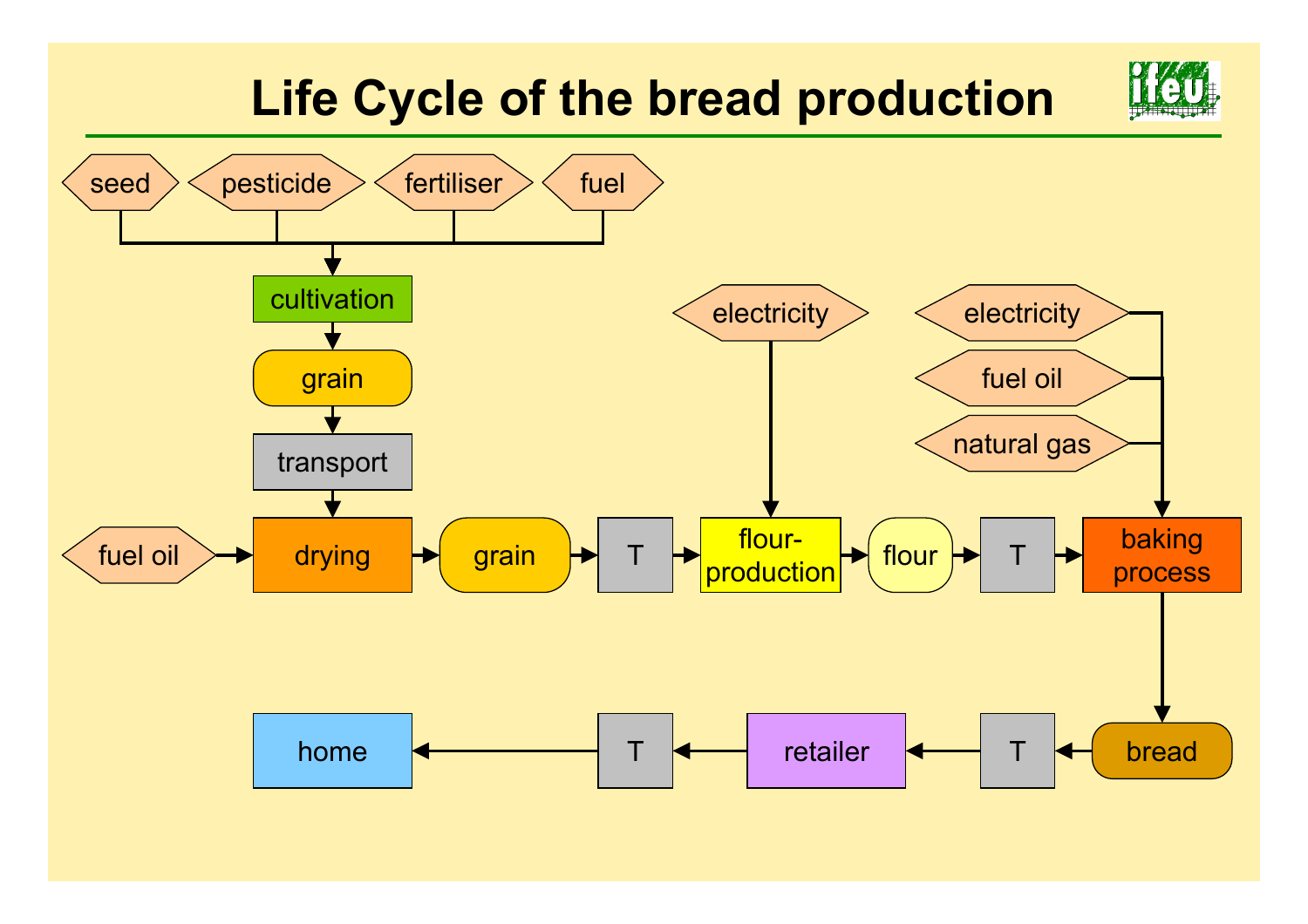# Life Cycle of the bread production

seed, pesticide, fertiliser, fuel → cultivation → grain → transport → drying (← fuel oil) → grain → T → flour-production (← electricity) → flour → T → baking process (← electricity, fuel oil, natural gas) → bread → T → retailer → T → home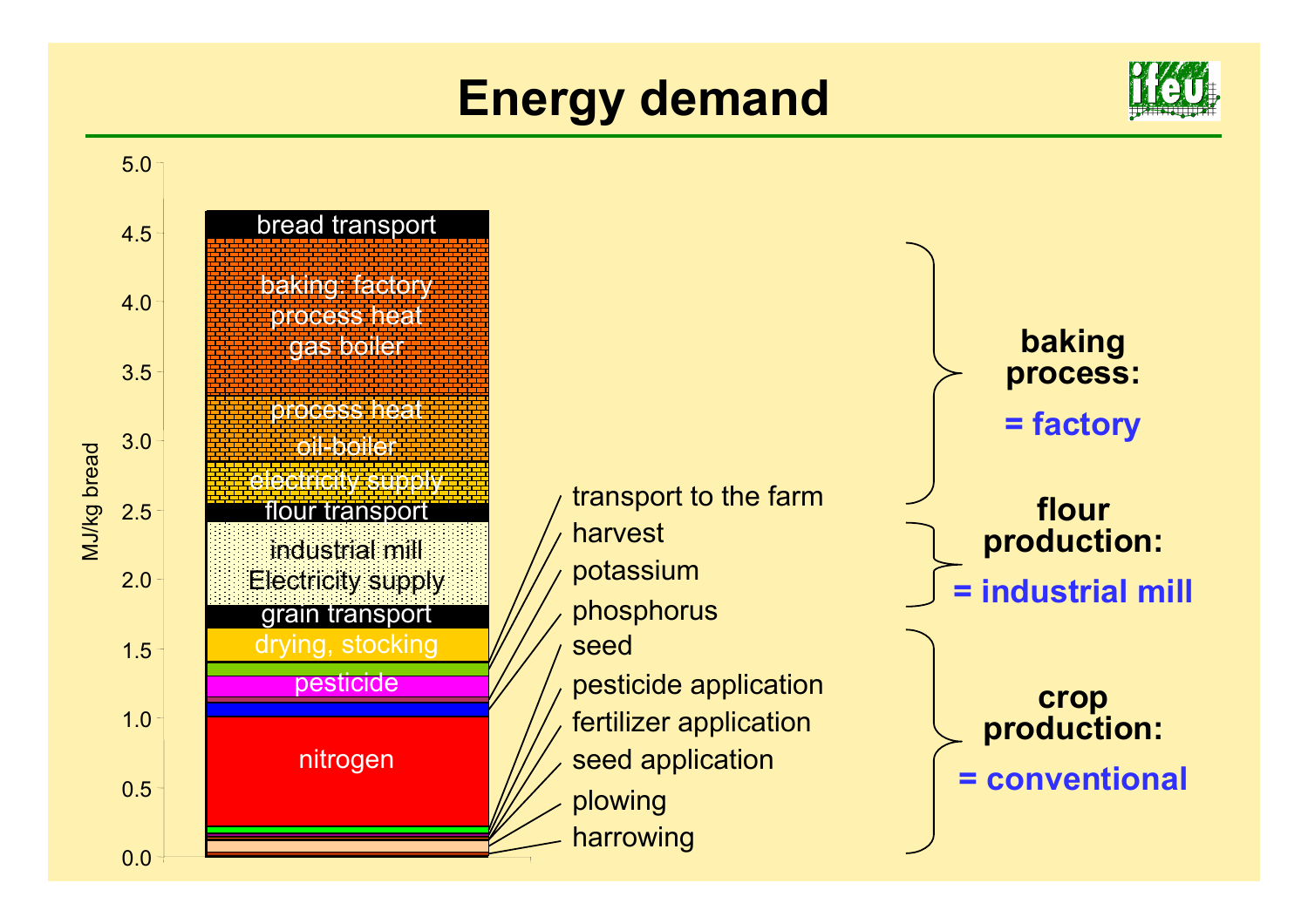# Energy demand

MJ/kg bread

| Stage | Component |
|---|---|
| | bread transport |
| baking process: = factory | baking: factory process heat gas boiler |
| | process heat oil-boiler |
| | electricity supply |
| | flour transport |
| flour production: = industrial mill | industrial mill Electricity supply |
| | grain transport |
| crop production: = conventional | drying, stocking |
| | transport to the farm |
| | harvest |
| | pesticide |
| | potassium |
| | phosphorus |
| | nitrogen |
| | seed |
| | pesticide application |
| | fertilizer application |
| | seed application |
| | plowing |
| | harrowing |

Y-axis: 0.0, 0.5, 1.0, 1.5, 2.0, 2.5, 3.0, 3.5, 4.0, 4.5, 5.0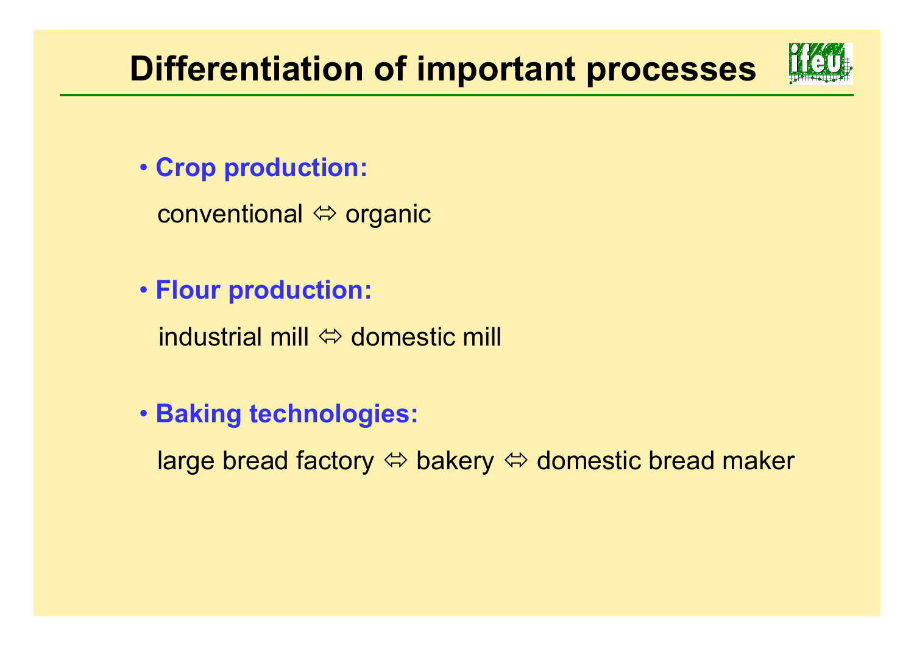# Differentiation of important processes

- **Crop production:**

  conventional ⇔ organic

- **Flour production:**

  industrial mill ⇔ domestic mill

- **Baking technologies:**

  large bread factory ⇔ bakery ⇔ domestic bread maker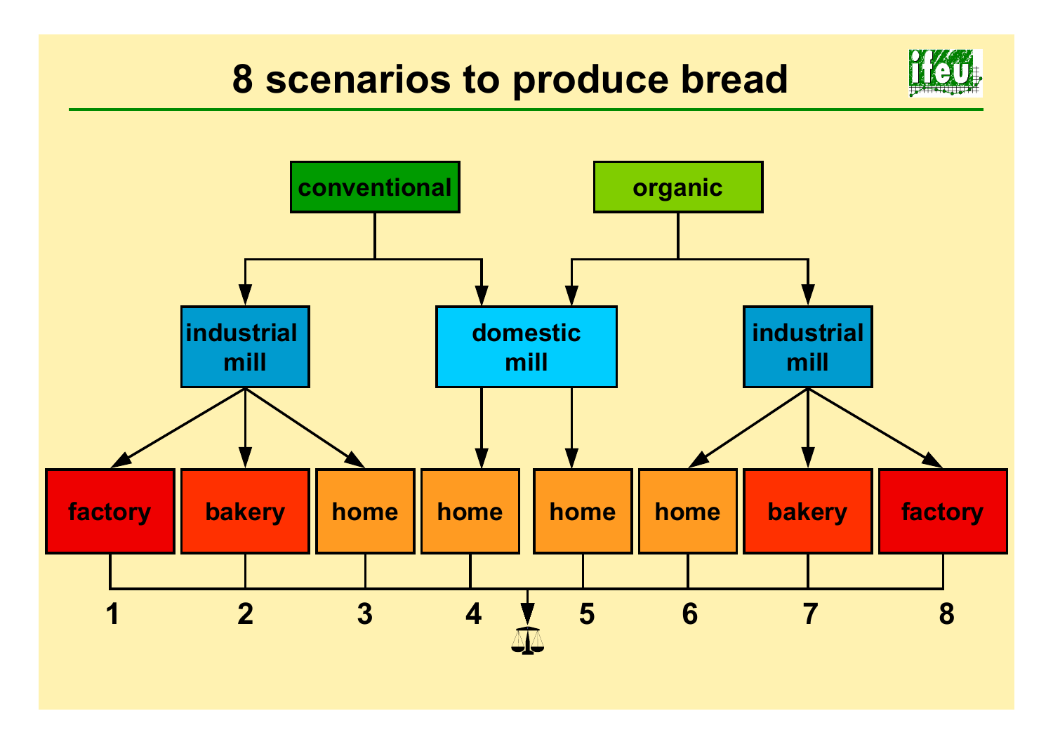# 8 scenarios to produce bread

| Scenario | Grain | Mill | Baking |
| --- | --- | --- | --- |
| 1 | conventional | industrial mill | factory |
| 2 | conventional | industrial mill | bakery |
| 3 | conventional | industrial mill | home |
| 4 | conventional | domestic mill | home |
| 5 | organic | domestic mill | home |
| 6 | organic | industrial mill | home |
| 7 | organic | industrial mill | bakery |
| 8 | organic | industrial mill | factory |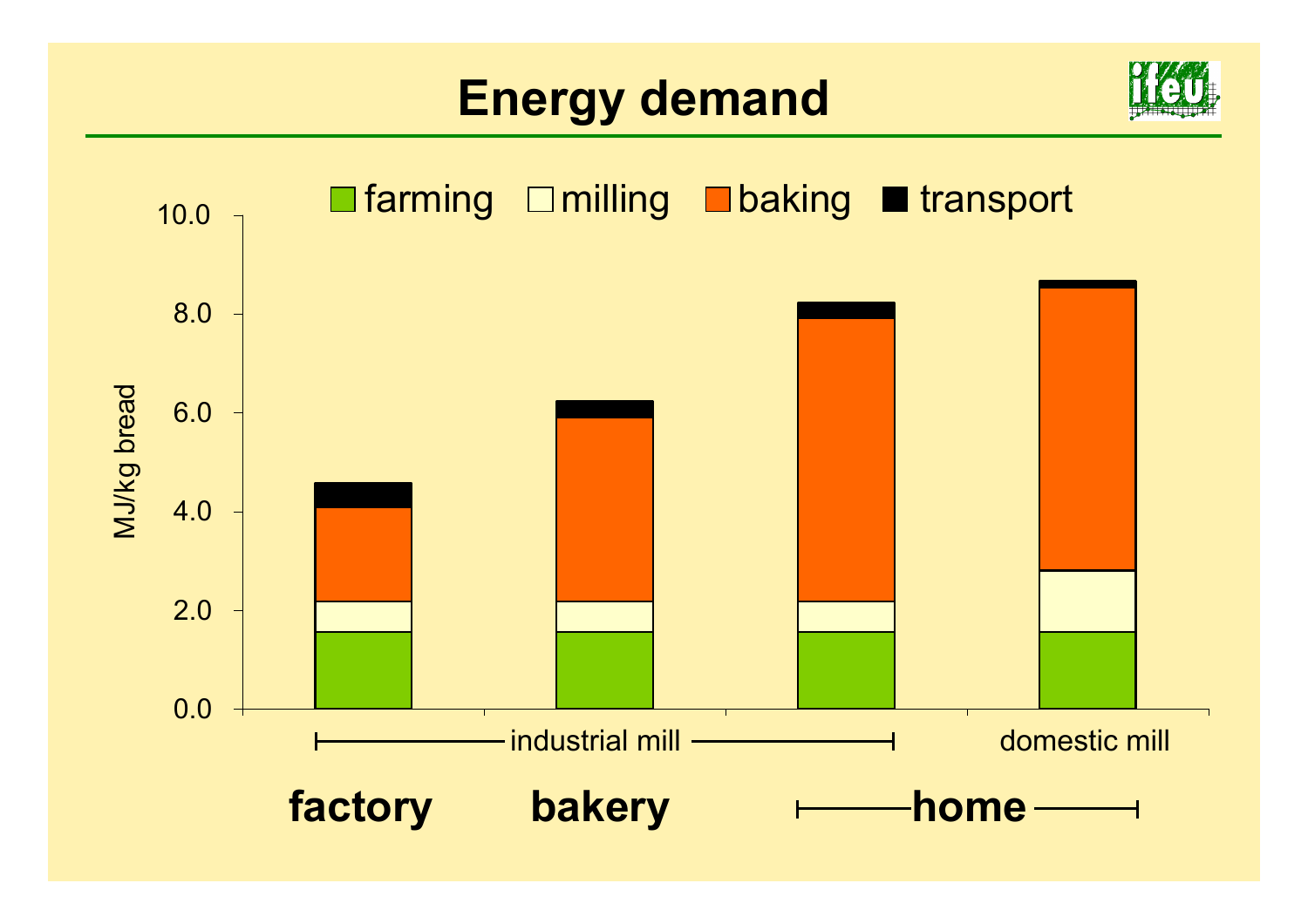# Energy demand

farming | milling | baking | transport

MJ/kg bread

10.0
8.0
6.0
4.0
2.0
0.0

industrial mill | domestic mill

**factory** | **bakery** | **home**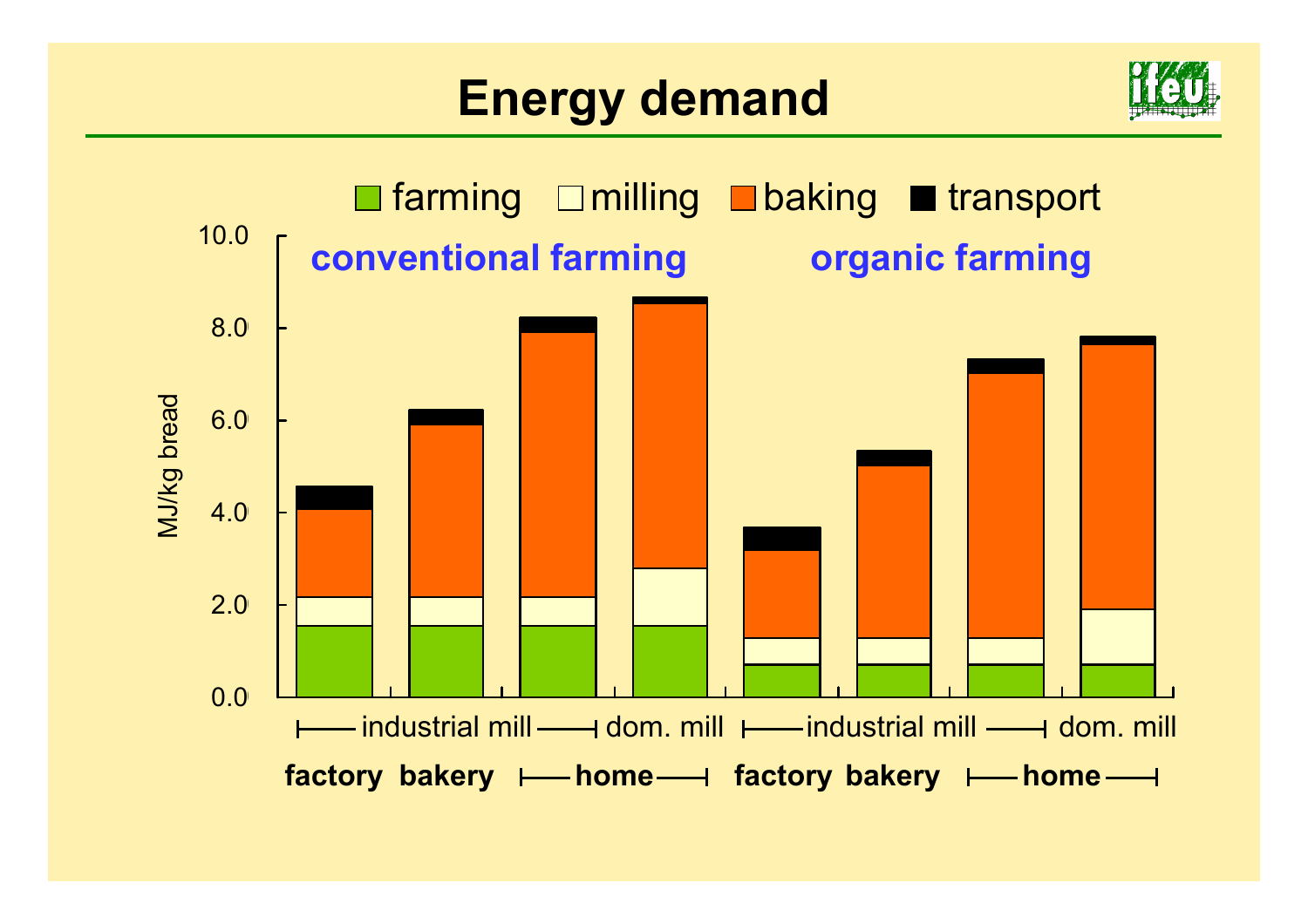# Energy demand

farming | milling | baking | transport

MJ/kg bread

10.0
8.0
6.0
4.0
2.0
0.0

**conventional farming** | **organic farming**

industrial mill | dom. mill | industrial mill | dom. mill

**factory** | **bakery** | **home** | **factory** | **bakery** | **home**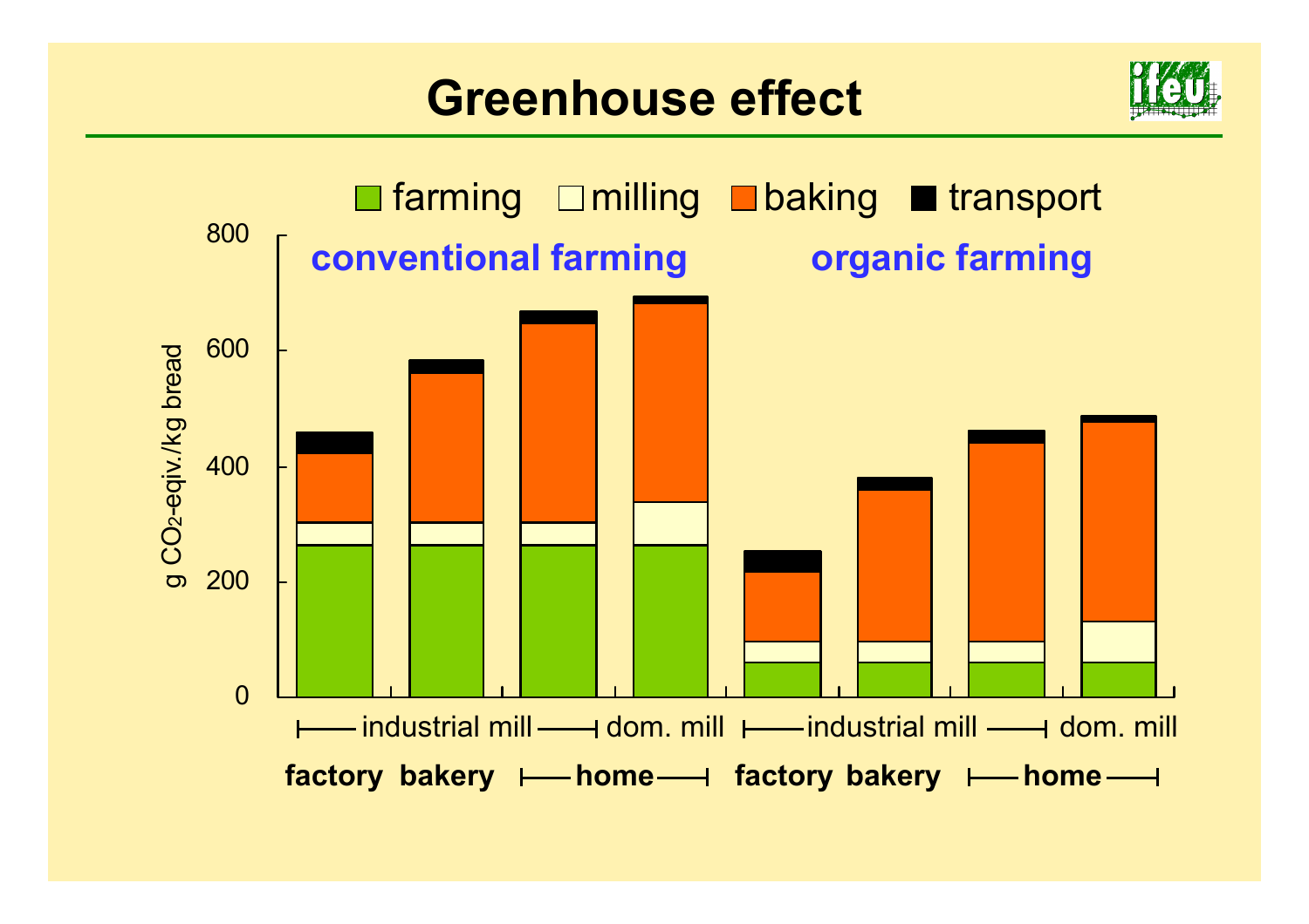# Greenhouse effect

farming | milling | baking | transport

g $CO_2$-eqiv./kg bread

800

600

400

200

0

conventional farming

organic farming

industrial mill — dom. mill — industrial mill — dom. mill

factory bakery — home — factory bakery — home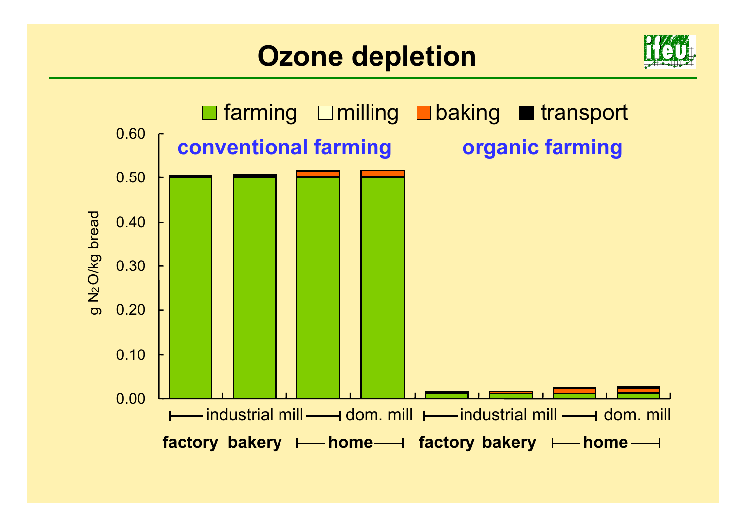# Ozone depletion

farming | milling | baking | transport

conventional farming — organic farming

g $N_2O$/kg bread

0.60
0.50
0.40
0.30
0.20
0.10
0.00

industrial mill — dom. mill — industrial mill — dom. mill

**factory** **bakery** **home** **factory** **bakery** **home**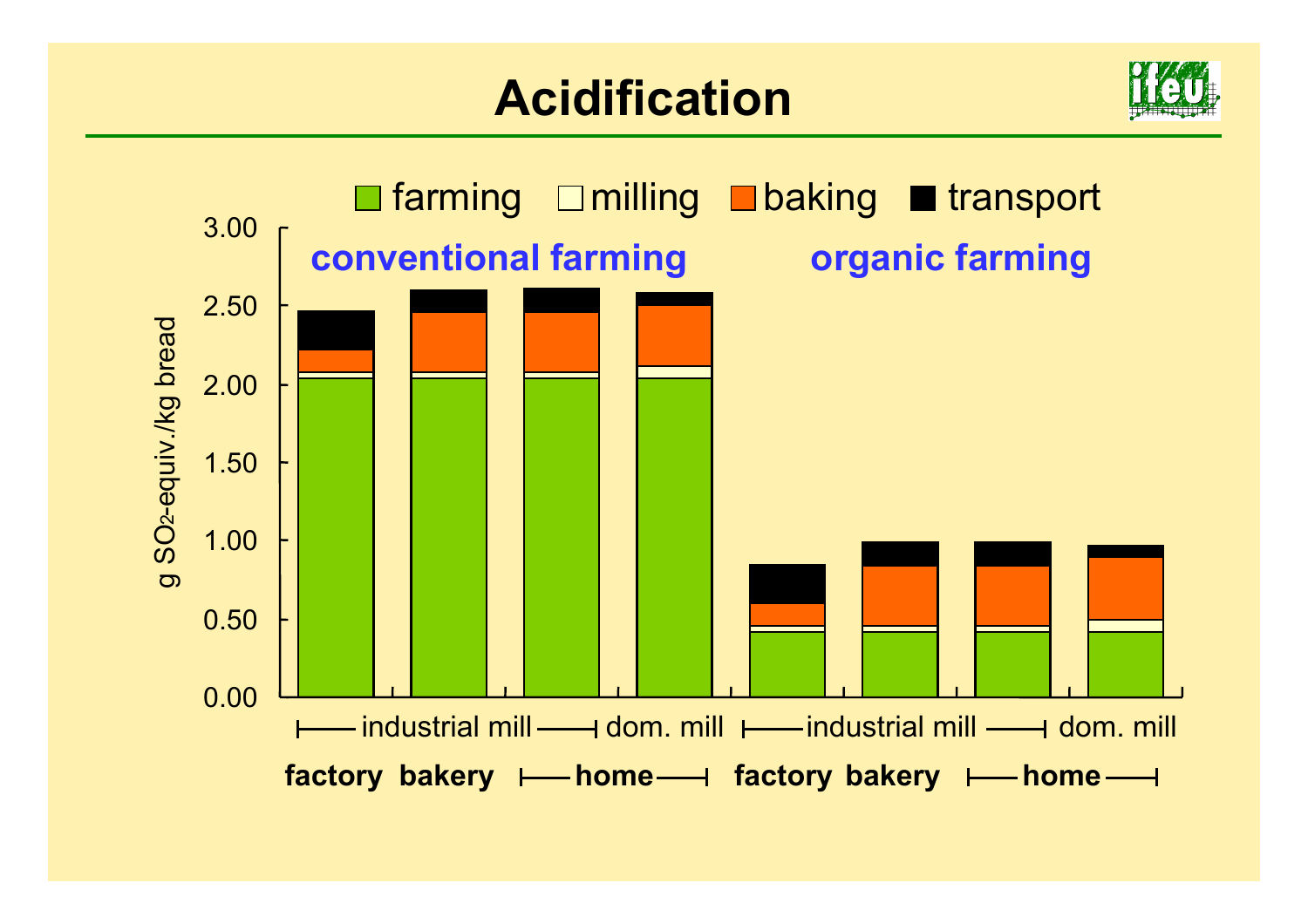# Acidification

farming | milling | baking | transport

g $SO_2$-equiv./kg bread

3.00
2.50
2.00
1.50
1.00
0.50
0.00

**conventional farming** **organic farming**

industrial mill | dom. mill | industrial mill | dom. mill

**factory bakery home factory bakery home**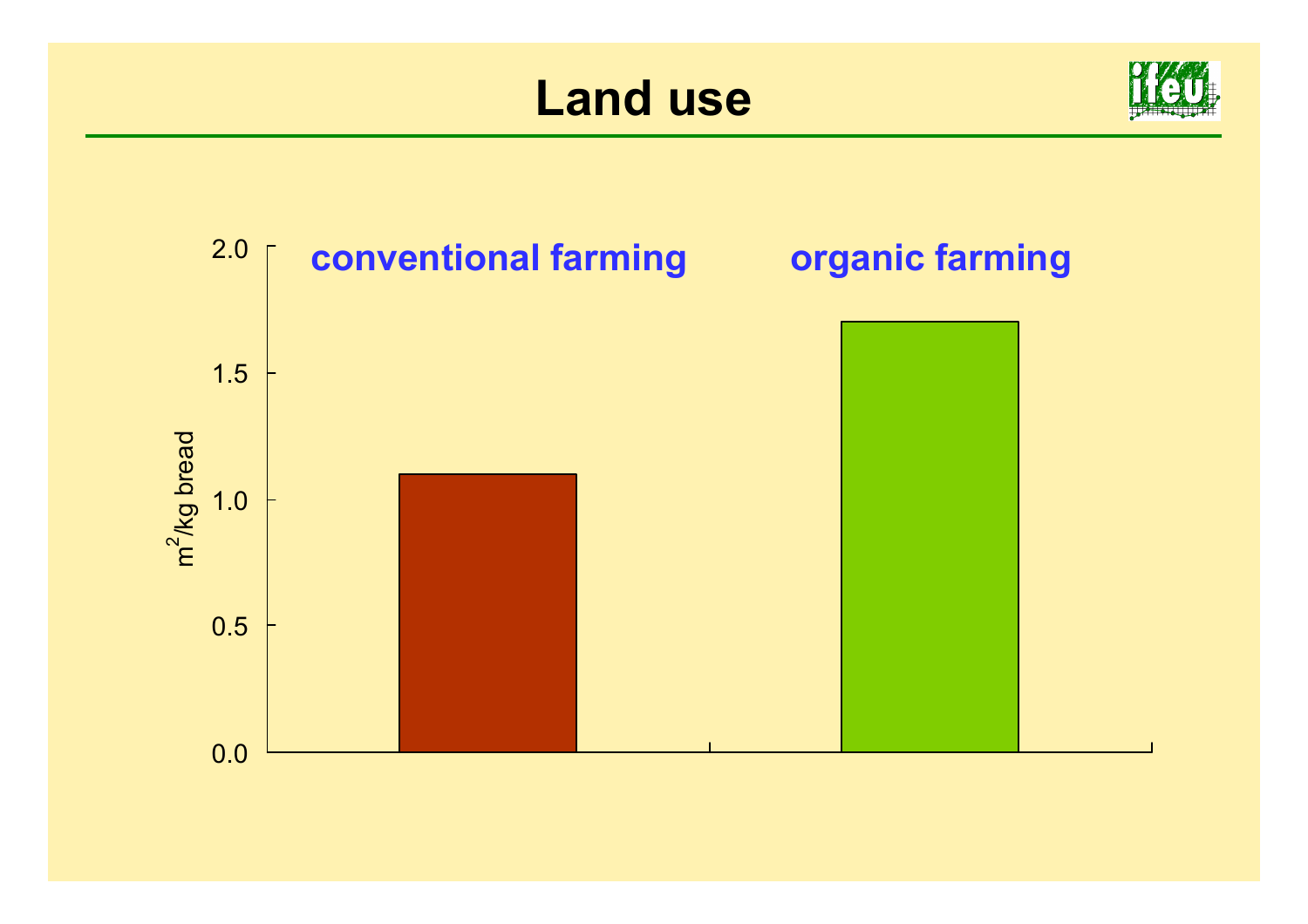# Land use

| | conventional farming | organic farming |
|---|---|---|
| $m^2$/kg bread | 1.1 | 1.7 |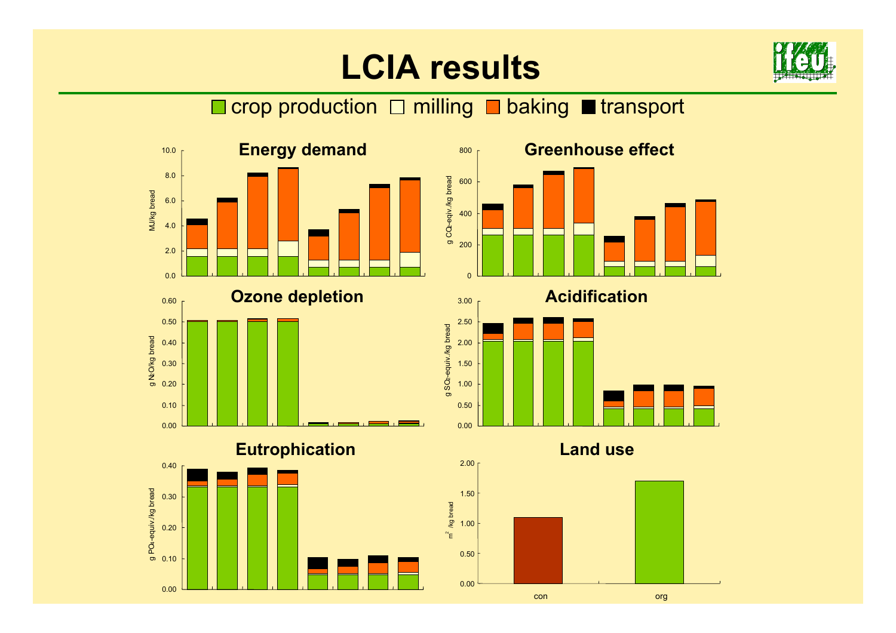# LCIA results

crop production □ milling ■ baking ■ transport

### Energy demand

MJ/kg bread

10.0, 8.0, 6.0, 4.0, 2.0, 0.0

### Greenhouse effect

g $CO_2$-eqiv./kg bread

800, 600, 400, 200, 0

### Ozone depletion

g $N_2O$/kg bread

0.60, 0.50, 0.40, 0.30, 0.20, 0.10, 0.00

### Acidification

g $SO_2$-equiv./kg bread

3.00, 2.50, 2.00, 1.50, 1.00, 0.50, 0.00

### Eutrophication

g $PO_4$-equiv./kg bread

0.40, 0.30, 0.20, 0.10, 0.00

### Land use

$m^2$ /kg bread

2.00, 1.50, 1.00, 0.50, 0.00

con, org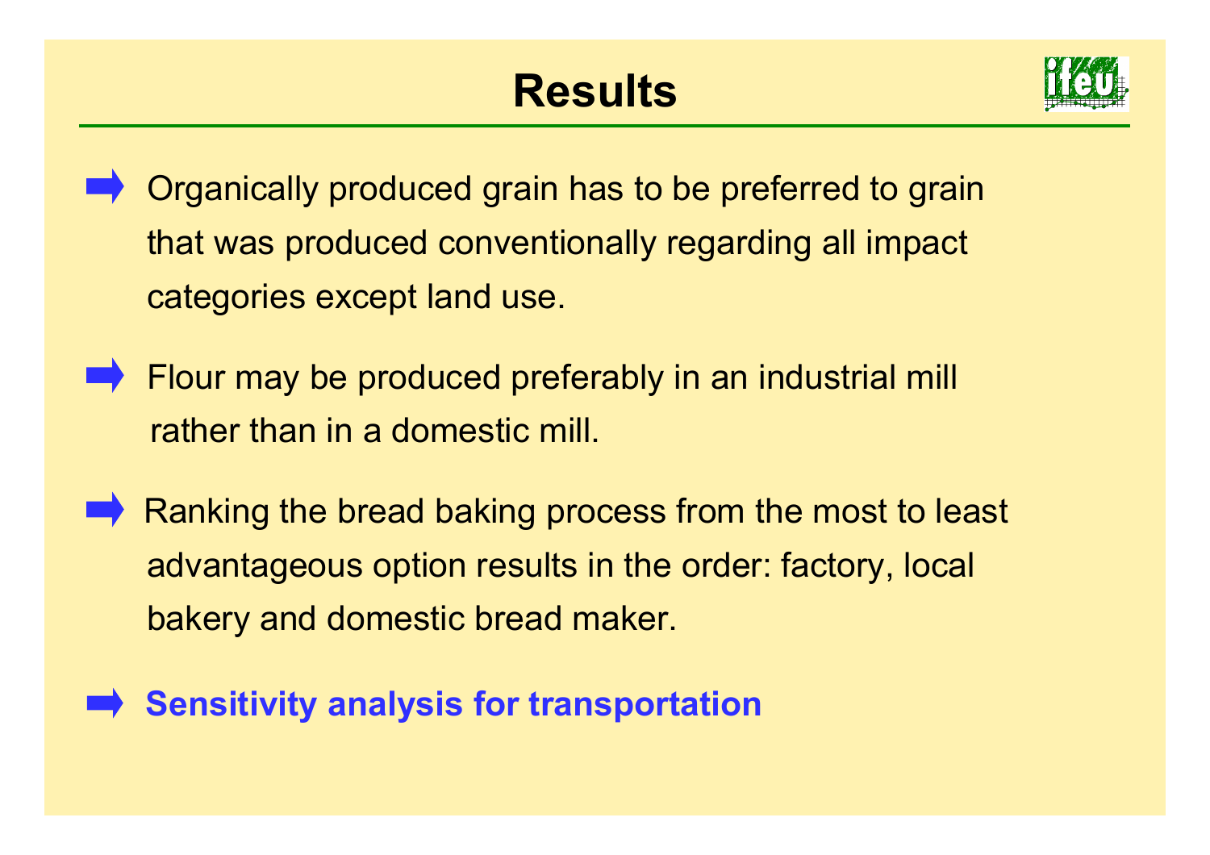# Results

- Organically produced grain has to be preferred to grain that was produced conventionally regarding all impact categories except land use.
- Flour may be produced preferably in an industrial mill rather than in a domestic mill.
- Ranking the bread baking process from the most to least advantageous option results in the order: factory, local bakery and domestic bread maker.
- **Sensitivity analysis for transportation**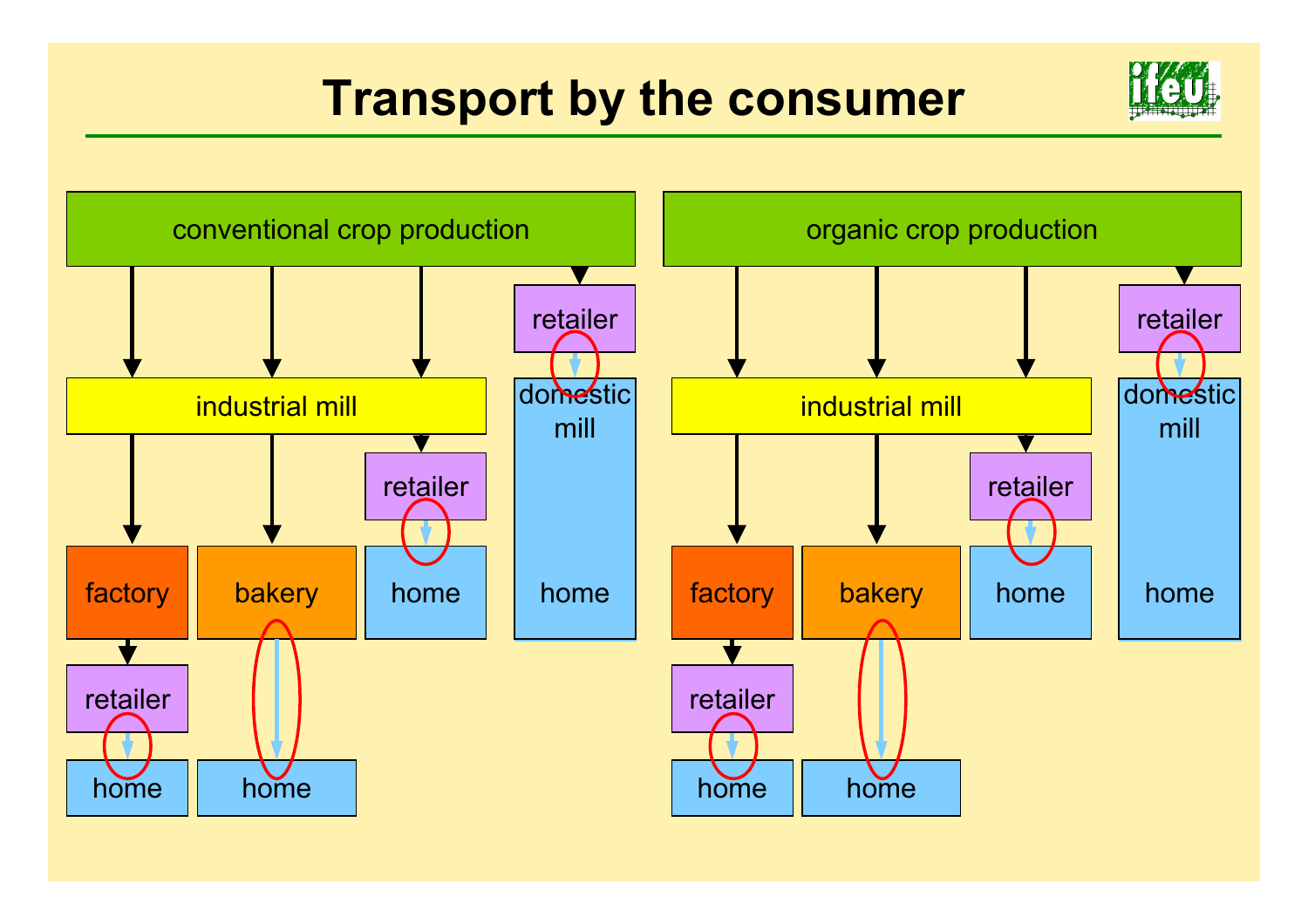# Transport by the consumer

conventional crop production

industrial mill

retailer

domestic mill

factory

bakery

retailer

home

home

retailer

home

home

organic crop production

industrial mill

retailer

domestic mill

factory

bakery

retailer

home

home

retailer

home

home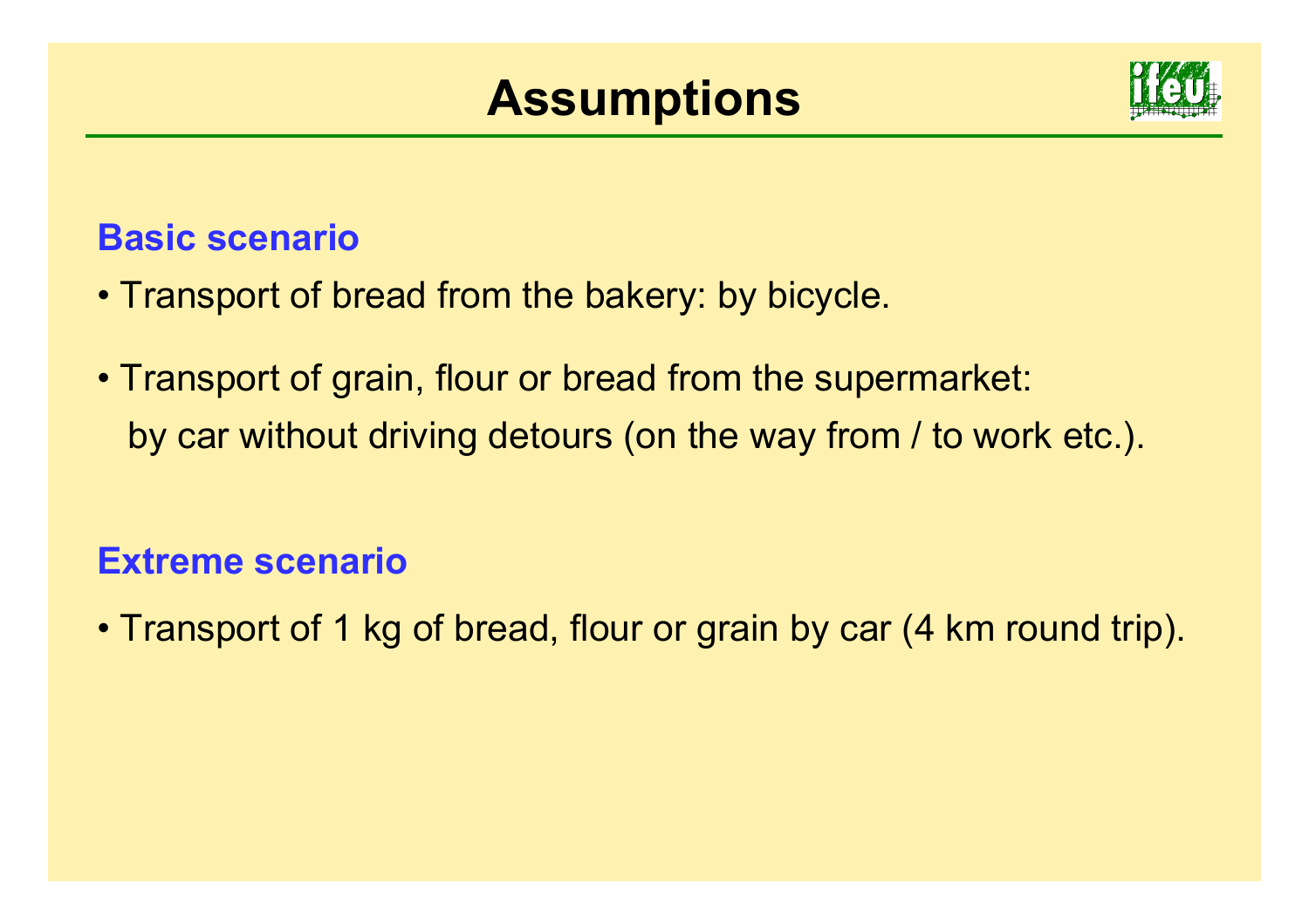# Assumptions

## Basic scenario

- Transport of bread from the bakery: by bicycle.
- Transport of grain, flour or bread from the supermarket: by car without driving detours (on the way from / to work etc.).

## Extreme scenario

- Transport of 1 kg of bread, flour or grain by car (4 km round trip).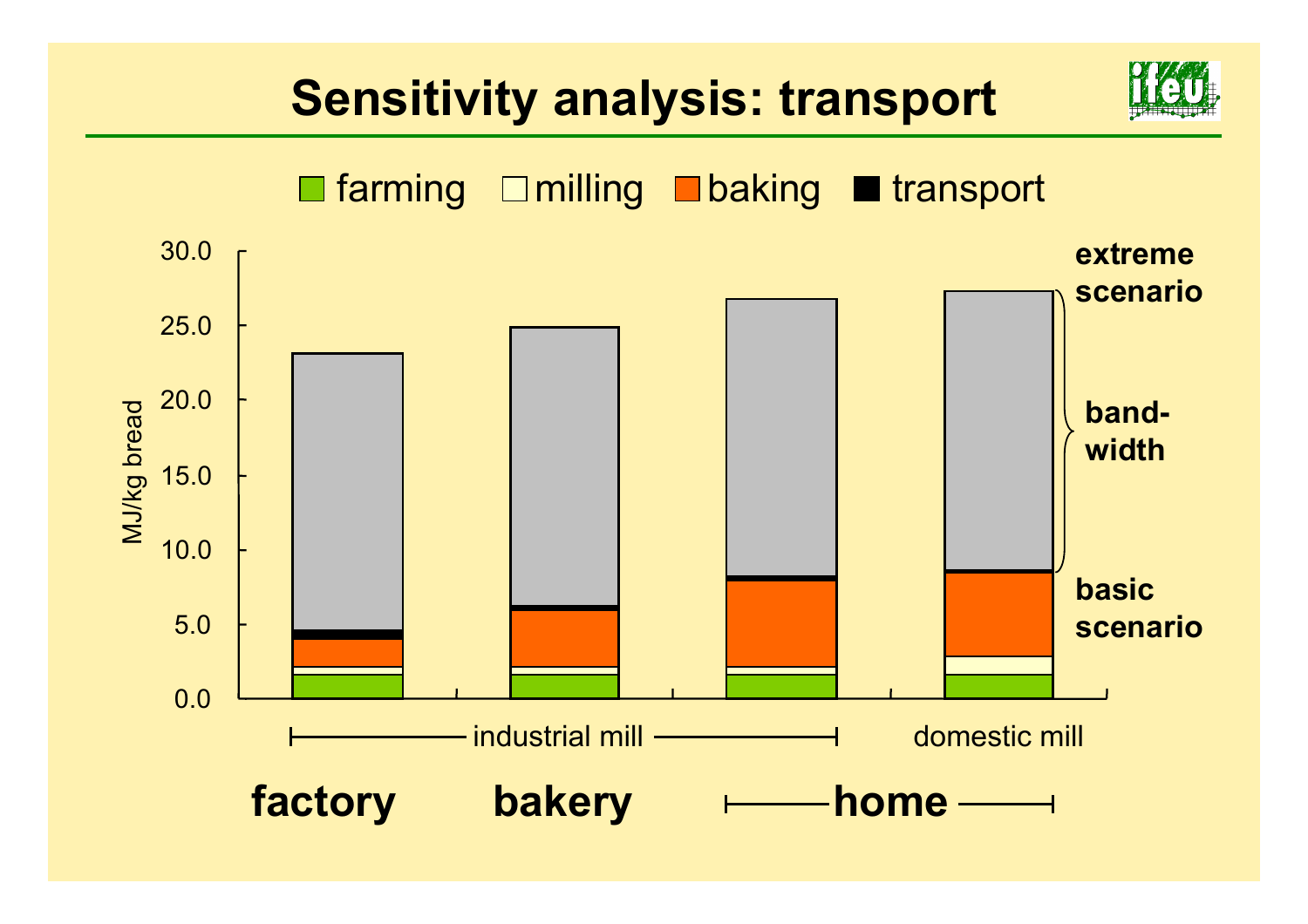# Sensitivity analysis: transport

farming | milling | baking | transport

MJ/kg bread

30.0
25.0
20.0
15.0
10.0
5.0
0.0

extreme scenario

band-width

basic scenario

industrial mill | domestic mill

**factory** | **bakery** | **home**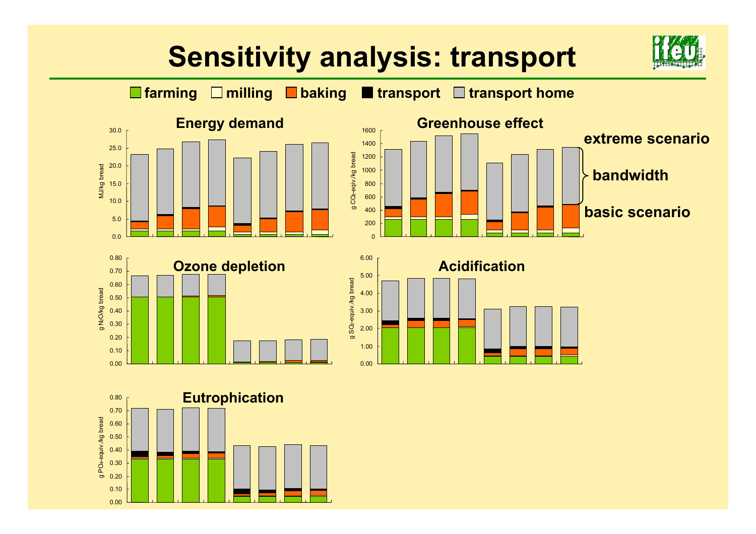# Sensitivity analysis: transport

farming | milling | baking | transport | transport home

## Energy demand

MJ/kg bread

## Greenhouse effect

g $CO_2$-equiv./kg bread

extreme scenario

bandwidth

basic scenario

## Ozone depletion

g $N_2O$/kg bread

## Acidification

g $SO_2$-equiv./kg bread

## Eutrophication

g $PO_4$-equiv./kg bread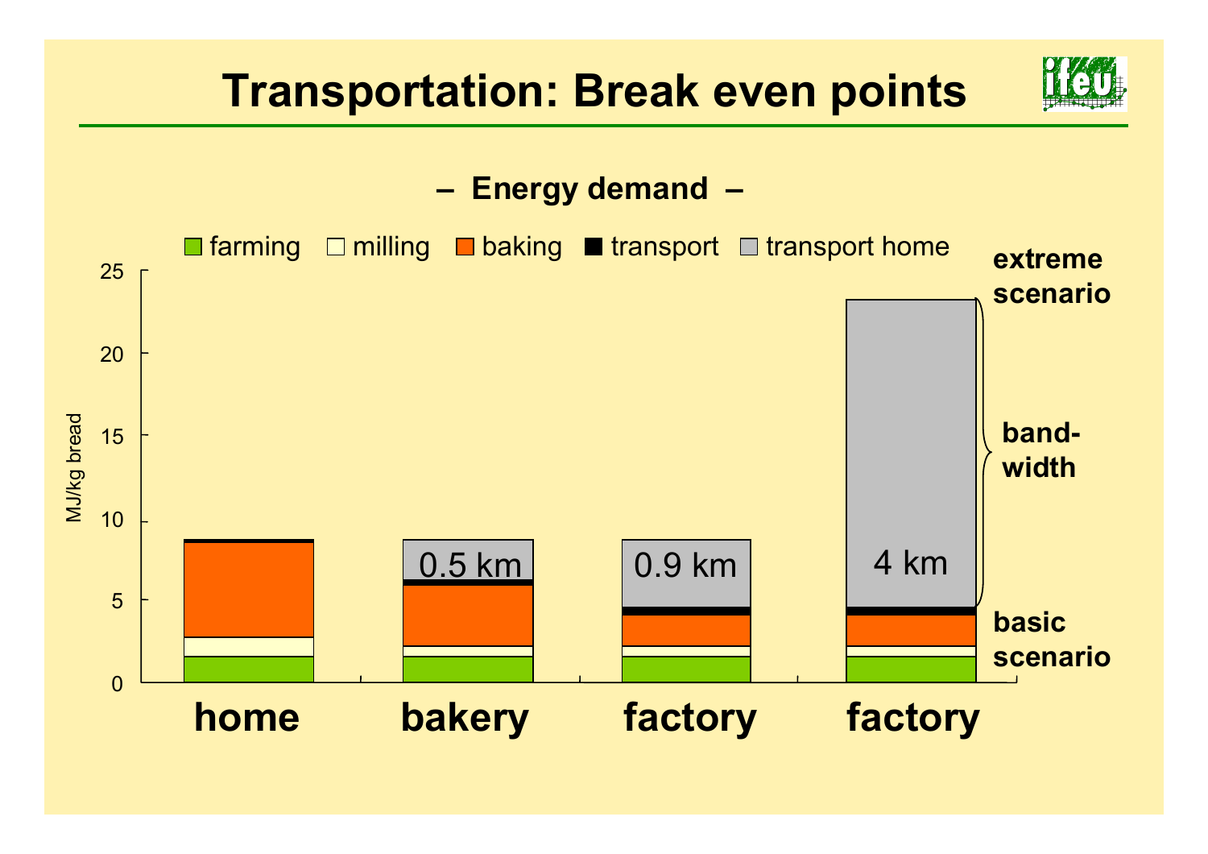# Transportation: Break even points

**– Energy demand –**

■ farming □ milling ■ baking ■ transport ■ transport home

MJ/kg bread

0, 5, 10, 15, 20, 25

0.5 km

0.9 km

4 km

**extreme scenario**

**band-width**

**basic scenario**

**home** **bakery** **factory** **factory**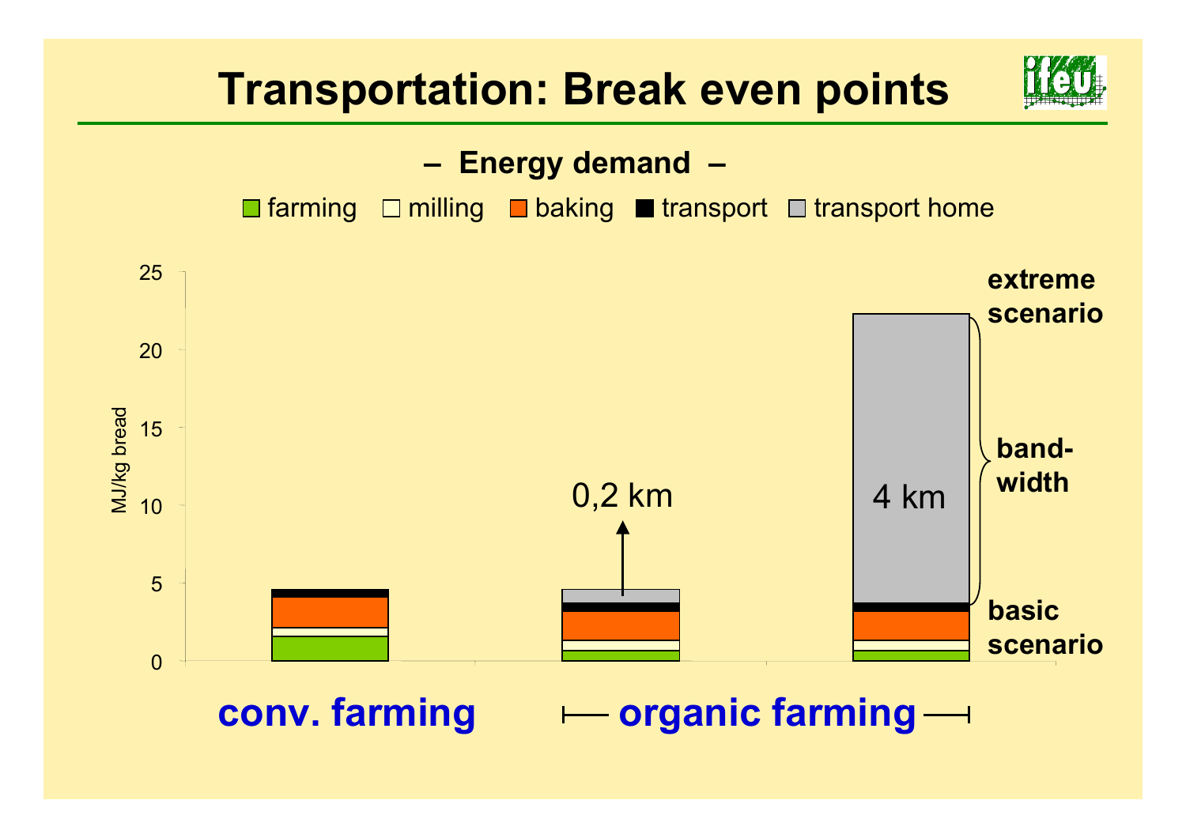# Transportation: Break even points

– Energy demand –

■ farming □ milling ■ baking ■ transport ■ transport home

MJ/kg bread

0, 5, 10, 15, 20, 25

0,2 km

4 km

extreme scenario

band-width

basic scenario

**conv. farming**

**organic farming**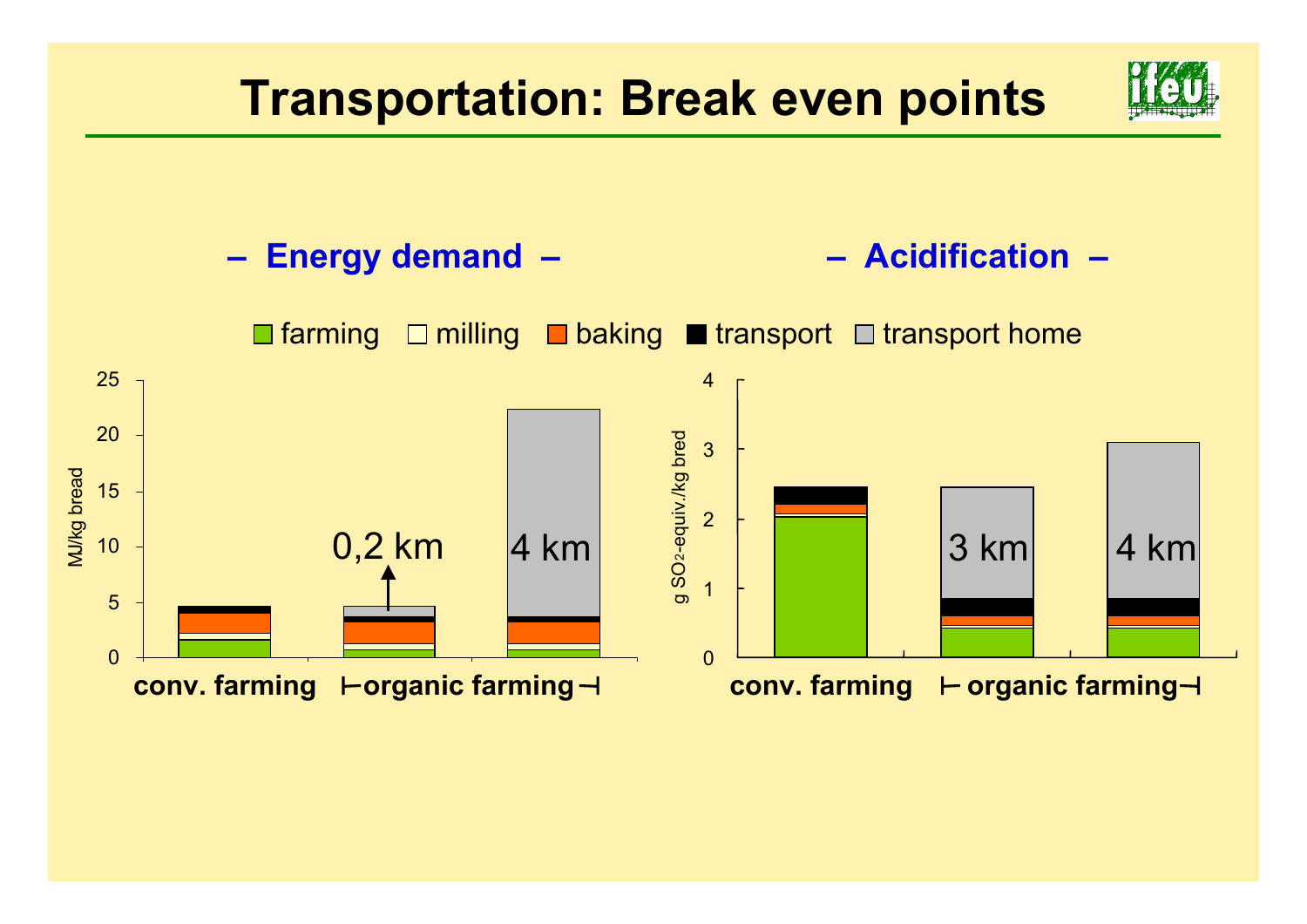# Transportation: Break even points

## – Energy demand –

## – Acidification –

■ farming □ milling ■ baking ■ transport ■ transport home

MJ/kg bread

0 5 10 15 20 25

0,2 km

4 km

g $SO_2$-equiv./kg bred

0 1 2 3 4

3 km

4 km

**conv. farming** ⊢**organic farming**⊣

**conv. farming** ⊢ **organic farming**⊣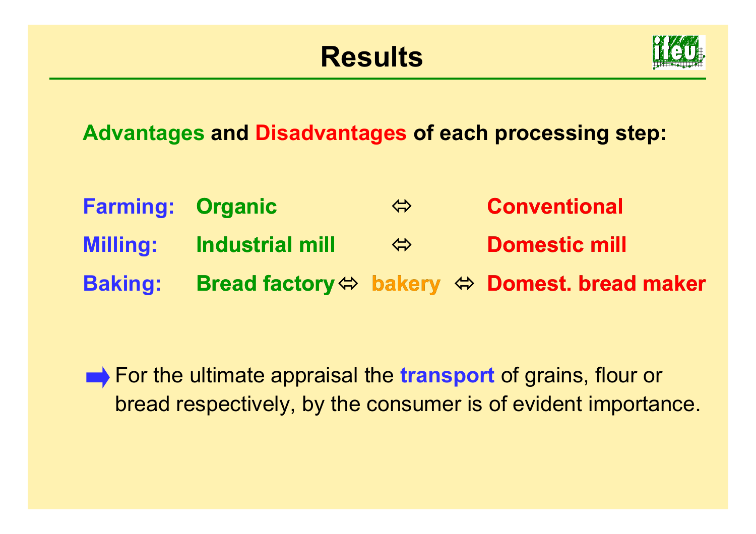# Results

**Advantages and Disadvantages of each processing step:**

| | | | | | |
|---|---|---|---|---|---|
| **Farming:** | **Organic** | ⇔ | | | **Conventional** |
| **Milling:** | **Industrial mill** | ⇔ | | | **Domestic mill** |
| **Baking:** | **Bread factory** | ⇔ | **bakery** | ⇔ | **Domest. bread maker** |

➡ For the ultimate appraisal the **transport** of grains, flour or bread respectively, by the consumer is of evident importance.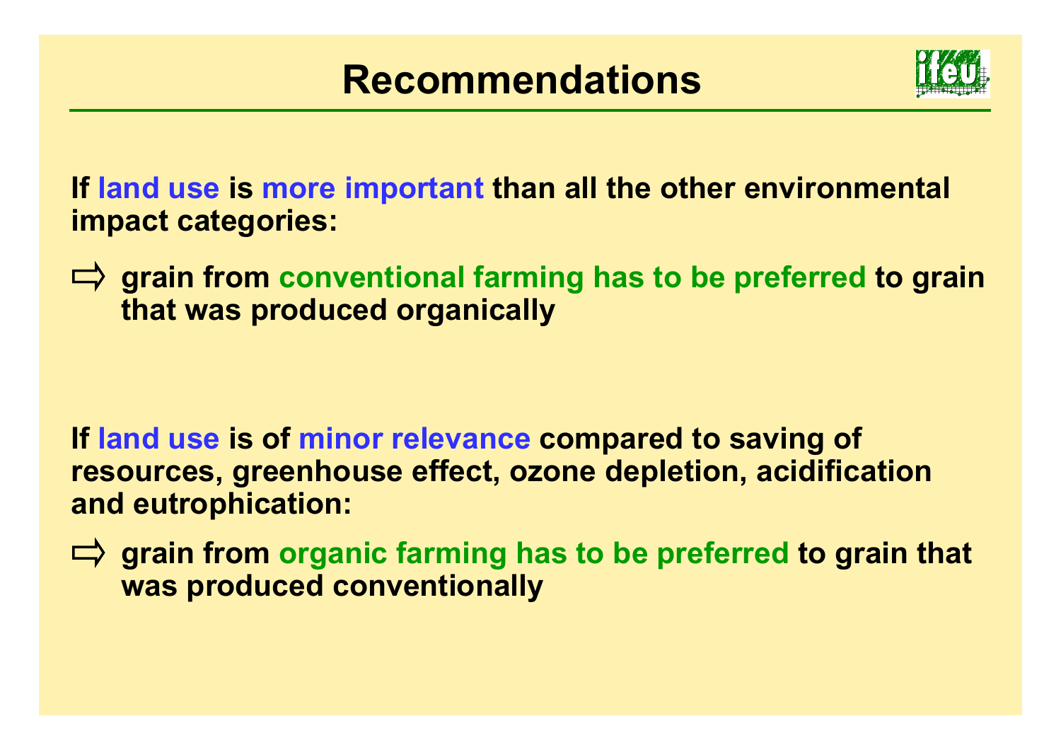# Recommendations

**If land use is more important than all the other environmental impact categories:**

⇨ **grain from conventional farming has to be preferred to grain that was produced organically**

**If land use is of minor relevance compared to saving of resources, greenhouse effect, ozone depletion, acidification and eutrophication:**

⇨ **grain from organic farming has to be preferred to grain that was produced conventionally**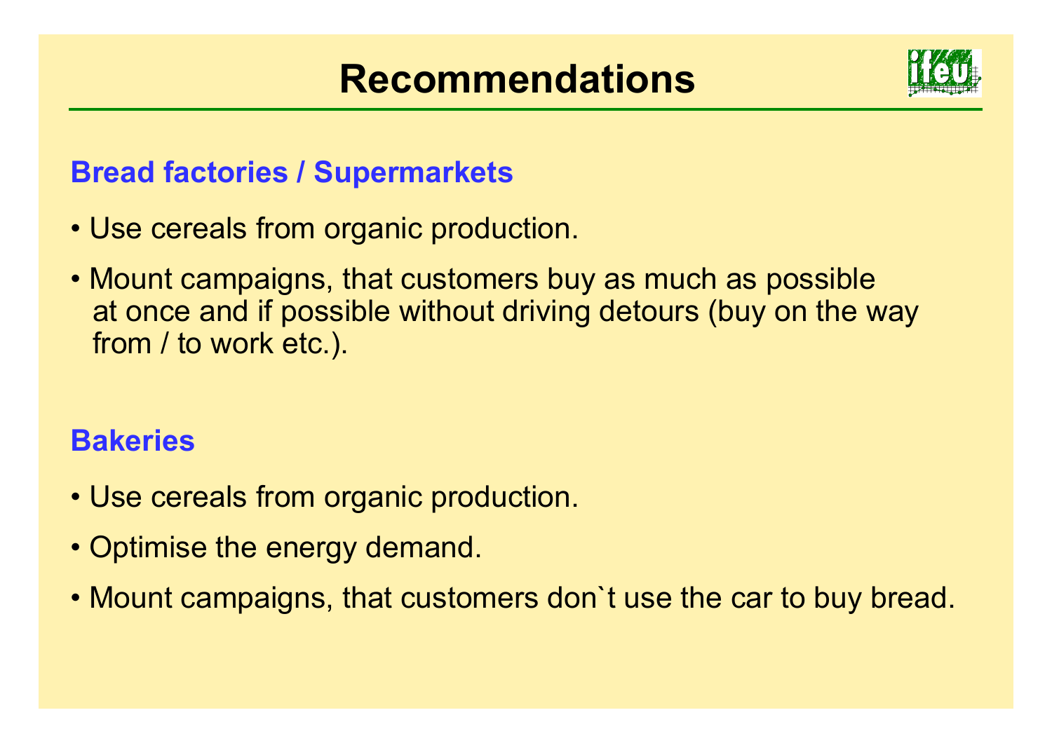# Recommendations

## Bread factories / Supermarkets

- Use cereals from organic production.
- Mount campaigns, that customers buy as much as possible at once and if possible without driving detours (buy on the way from / to work etc.).

## Bakeries

- Use cereals from organic production.
- Optimise the energy demand.
- Mount campaigns, that customers don`t use the car to buy bread.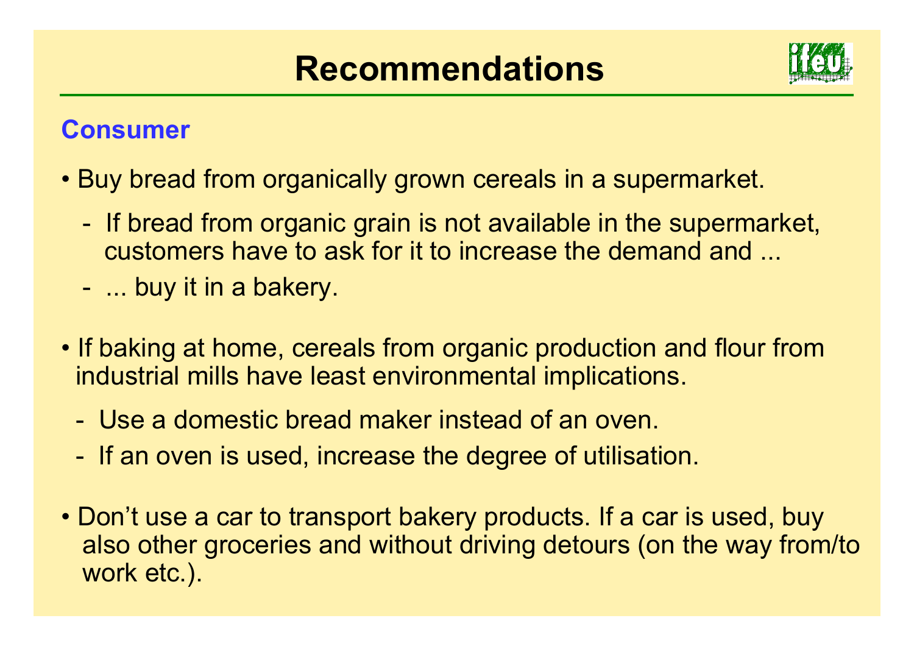# Recommendations

## Consumer

- Buy bread from organically grown cereals in a supermarket.
  - If bread from organic grain is not available in the supermarket, customers have to ask for it to increase the demand and ...
  - ... buy it in a bakery.

- If baking at home, cereals from organic production and flour from industrial mills have least environmental implications.
  - Use a domestic bread maker instead of an oven.
  - If an oven is used, increase the degree of utilisation.

- Don't use a car to transport bakery products. If a car is used, buy also other groceries and without driving detours (on the way from/to work etc.).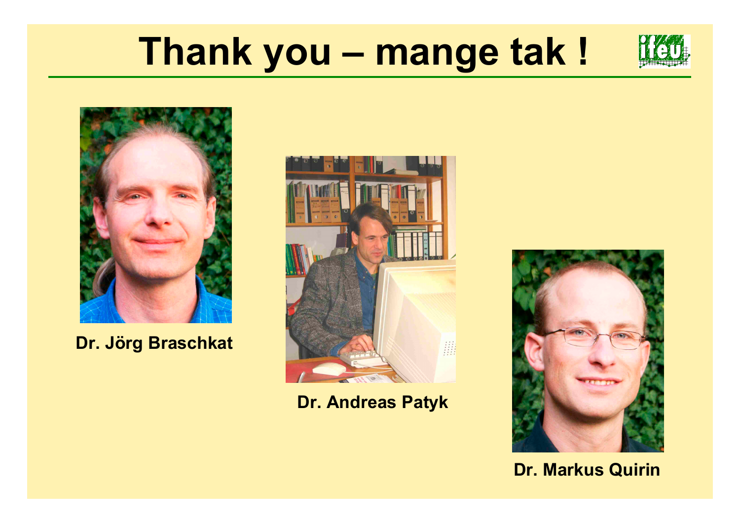# Thank you – mange tak !

Dr. Jörg Braschkat

Dr. Andreas Patyk

Dr. Markus Quirin